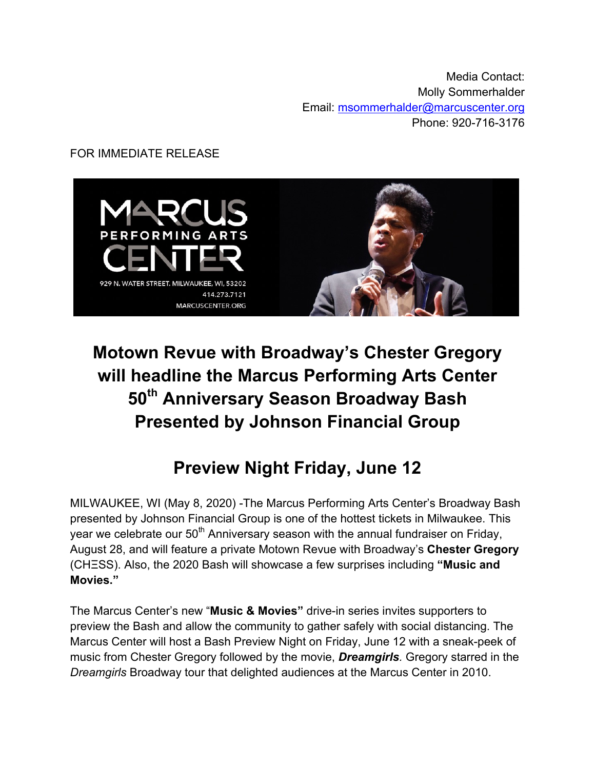Media Contact:
Molly Sommerhalder
Email: msommerhalder@marcuscenter.org
Phone: 920-716-3176

FOR IMMEDIATE RELEASE

# Motown Revue with Broadway's Chester Gregory will headline the Marcus Performing Arts Center 50th Anniversary Season Broadway Bash Presented by Johnson Financial Group

## Preview Night Friday, June 12

MILWAUKEE, WI (May 8, 2020) -The Marcus Performing Arts Center's Broadway Bash presented by Johnson Financial Group is one of the hottest tickets in Milwaukee. This year we celebrate our 50th Anniversary season with the annual fundraiser on Friday, August 28, and will feature a private Motown Revue with Broadway's **Chester Gregory** (CHΞSS). Also, the 2020 Bash will showcase a few surprises including **"Music and Movies."**

The Marcus Center's new "**Music & Movies"** drive-in series invites supporters to preview the Bash and allow the community to gather safely with social distancing. The Marcus Center will host a Bash Preview Night on Friday, June 12 with a sneak-peek of music from Chester Gregory followed by the movie, ***Dreamgirls***. Gregory starred in the *Dreamgirls* Broadway tour that delighted audiences at the Marcus Center in 2010.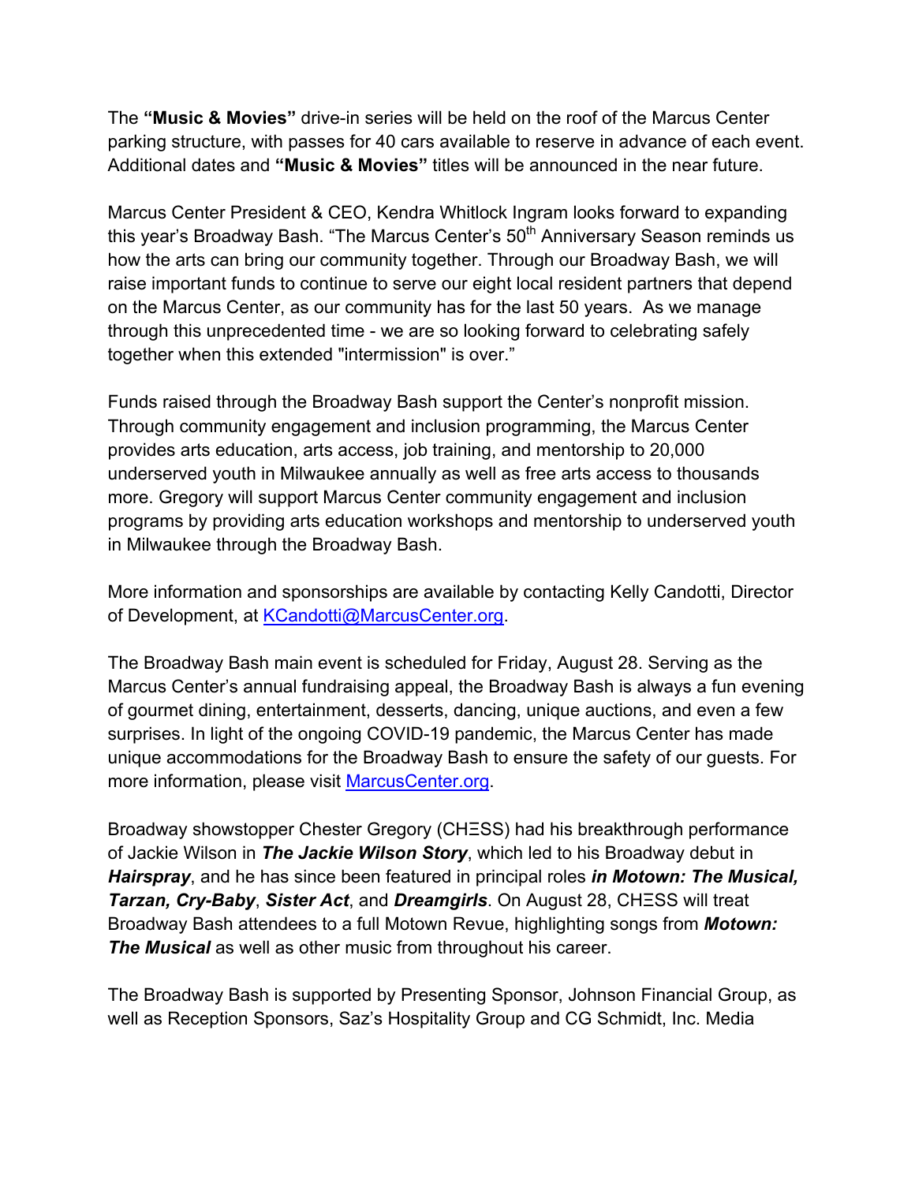The **"Music & Movies"** drive-in series will be held on the roof of the Marcus Center parking structure, with passes for 40 cars available to reserve in advance of each event. Additional dates and **"Music & Movies"** titles will be announced in the near future.

Marcus Center President & CEO, Kendra Whitlock Ingram looks forward to expanding this year's Broadway Bash. "The Marcus Center's 50th Anniversary Season reminds us how the arts can bring our community together. Through our Broadway Bash, we will raise important funds to continue to serve our eight local resident partners that depend on the Marcus Center, as our community has for the last 50 years.  As we manage through this unprecedented time - we are so looking forward to celebrating safely together when this extended "intermission" is over."

Funds raised through the Broadway Bash support the Center's nonprofit mission. Through community engagement and inclusion programming, the Marcus Center provides arts education, arts access, job training, and mentorship to 20,000 underserved youth in Milwaukee annually as well as free arts access to thousands more. Gregory will support Marcus Center community engagement and inclusion programs by providing arts education workshops and mentorship to underserved youth in Milwaukee through the Broadway Bash.

More information and sponsorships are available by contacting Kelly Candotti, Director of Development, at KCandotti@MarcusCenter.org.

The Broadway Bash main event is scheduled for Friday, August 28. Serving as the Marcus Center's annual fundraising appeal, the Broadway Bash is always a fun evening of gourmet dining, entertainment, desserts, dancing, unique auctions, and even a few surprises. In light of the ongoing COVID-19 pandemic, the Marcus Center has made unique accommodations for the Broadway Bash to ensure the safety of our guests. For more information, please visit MarcusCenter.org.

Broadway showstopper Chester Gregory (CHΞSS) had his breakthrough performance of Jackie Wilson in ***The Jackie Wilson Story***, which led to his Broadway debut in ***Hairspray***, and he has since been featured in principal roles ***in Motown: The Musical, Tarzan, Cry-Baby***, ***Sister Act***, and ***Dreamgirls***. On August 28, CHΞSS will treat Broadway Bash attendees to a full Motown Revue, highlighting songs from ***Motown: The Musical*** as well as other music from throughout his career.

The Broadway Bash is supported by Presenting Sponsor, Johnson Financial Group, as well as Reception Sponsors, Saz's Hospitality Group and CG Schmidt, Inc. Media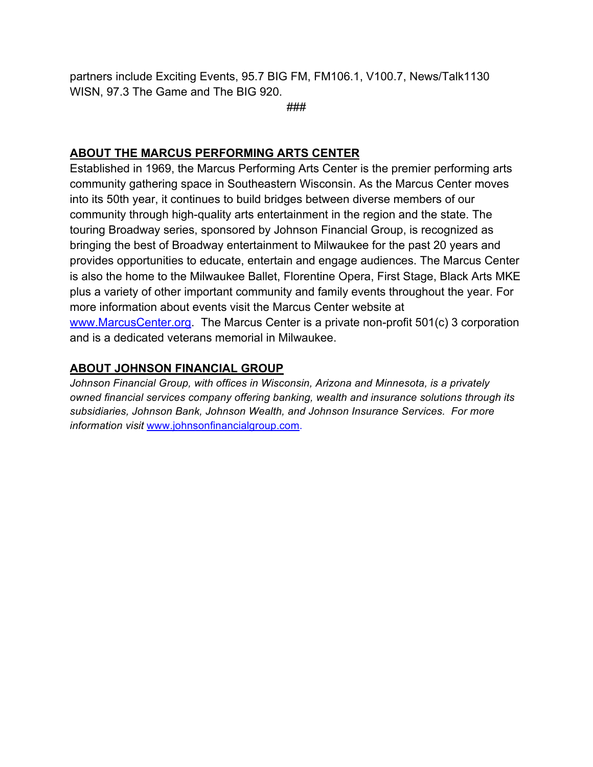partners include Exciting Events, 95.7 BIG FM, FM106.1, V100.7, News/Talk1130 WISN, 97.3 The Game and The BIG 920.

###

## ABOUT THE MARCUS PERFORMING ARTS CENTER

Established in 1969, the Marcus Performing Arts Center is the premier performing arts community gathering space in Southeastern Wisconsin. As the Marcus Center moves into its 50th year, it continues to build bridges between diverse members of our community through high-quality arts entertainment in the region and the state. The touring Broadway series, sponsored by Johnson Financial Group, is recognized as bringing the best of Broadway entertainment to Milwaukee for the past 20 years and provides opportunities to educate, entertain and engage audiences. The Marcus Center is also the home to the Milwaukee Ballet, Florentine Opera, First Stage, Black Arts MKE plus a variety of other important community and family events throughout the year. For more information about events visit the Marcus Center website at [www.MarcusCenter.org](http://www.MarcusCenter.org). The Marcus Center is a private non-profit 501(c) 3 corporation and is a dedicated veterans memorial in Milwaukee.

## ABOUT JOHNSON FINANCIAL GROUP

*Johnson Financial Group, with offices in Wisconsin, Arizona and Minnesota, is a privately owned financial services company offering banking, wealth and insurance solutions through its subsidiaries, Johnson Bank, Johnson Wealth, and Johnson Insurance Services. For more information visit* [www.johnsonfinancialgroup.com](http://www.johnsonfinancialgroup.com).